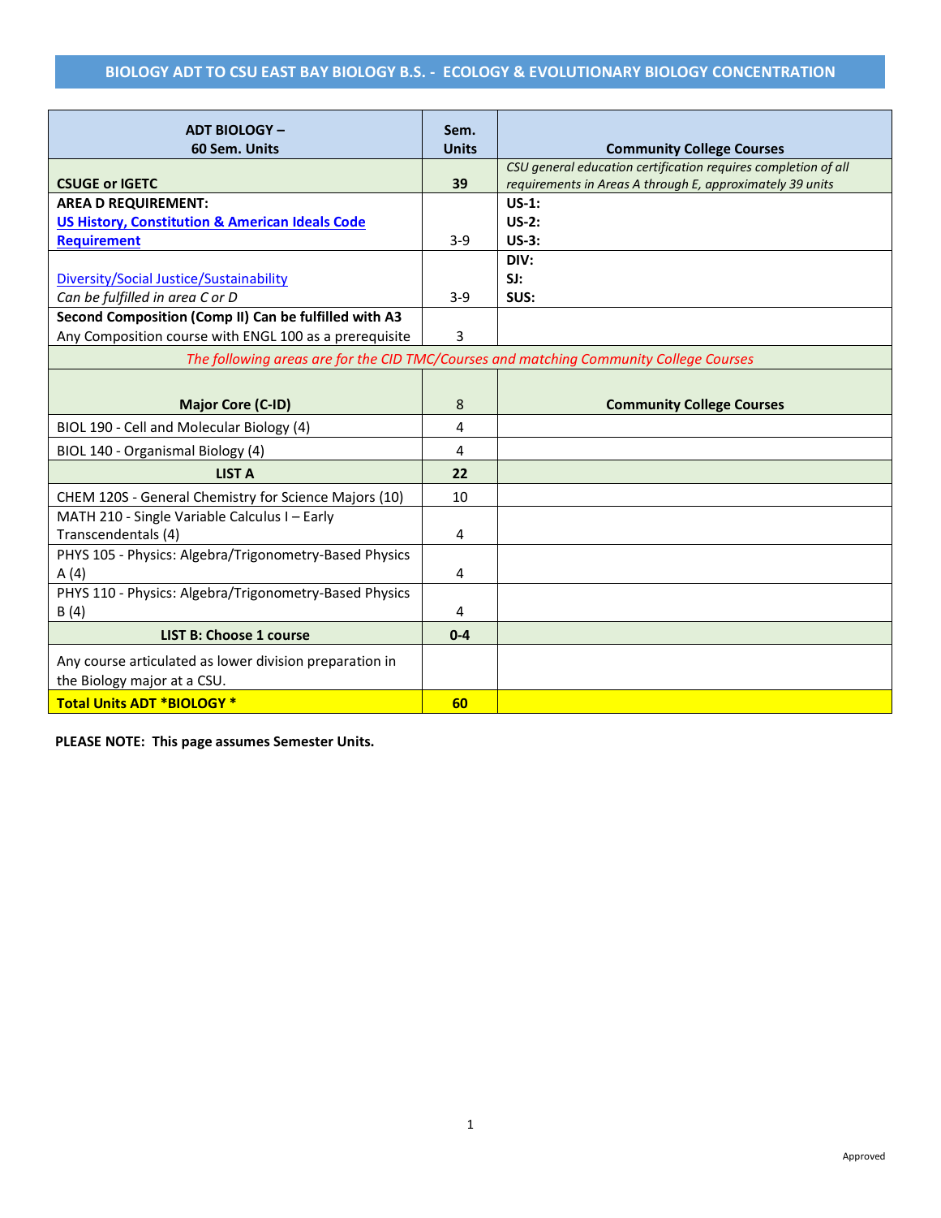# BIOLOGY ADT TO CSU EAST BAY BIOLOGY B.S. - ECOLOGY & EVOLUTIONARY BIOLOGY CONCENTRATION

| ADT BIOLOGY – 60 Sem. Units | Sem. Units | Community College Courses |
|---|---|---|
| **CSUGE or IGETC** | **39** | *CSU general education certification requires completion of all requirements in Areas A through E, approximately 39 units* |
| **AREA D REQUIREMENT:** **US History, Constitution & American Ideals Code Requirement** | 3-9 | **US-1:** **US-2:** **US-3:** |
| Diversity/Social Justice/Sustainability *Can be fulfilled in area C or D* | 3-9 | **DIV:** **SJ:** **SUS:** |
| **Second Composition (Comp II) Can be fulfilled with A3** Any Composition course with ENGL 100 as a prerequisite | 3 | |
| *The following areas are for the CID TMC/Courses and matching Community College Courses* | | |
| **Major Core (C-ID)** | 8 | **Community College Courses** |
| BIOL 190 - Cell and Molecular Biology (4) | 4 | |
| BIOL 140 - Organismal Biology (4) | 4 | |
| **LIST A** | **22** | |
| CHEM 120S - General Chemistry for Science Majors (10) | 10 | |
| MATH 210 - Single Variable Calculus I – Early Transcendentals (4) | 4 | |
| PHYS 105 - Physics: Algebra/Trigonometry-Based Physics A (4) | 4 | |
| PHYS 110 - Physics: Algebra/Trigonometry-Based Physics B (4) | 4 | |
| **LIST B: Choose 1 course** | **0-4** | |
| Any course articulated as lower division preparation in the Biology major at a CSU. | | |
| **Total Units ADT *BIOLOGY *** | **60** | |

**PLEASE NOTE: This page assumes Semester Units.**

Approved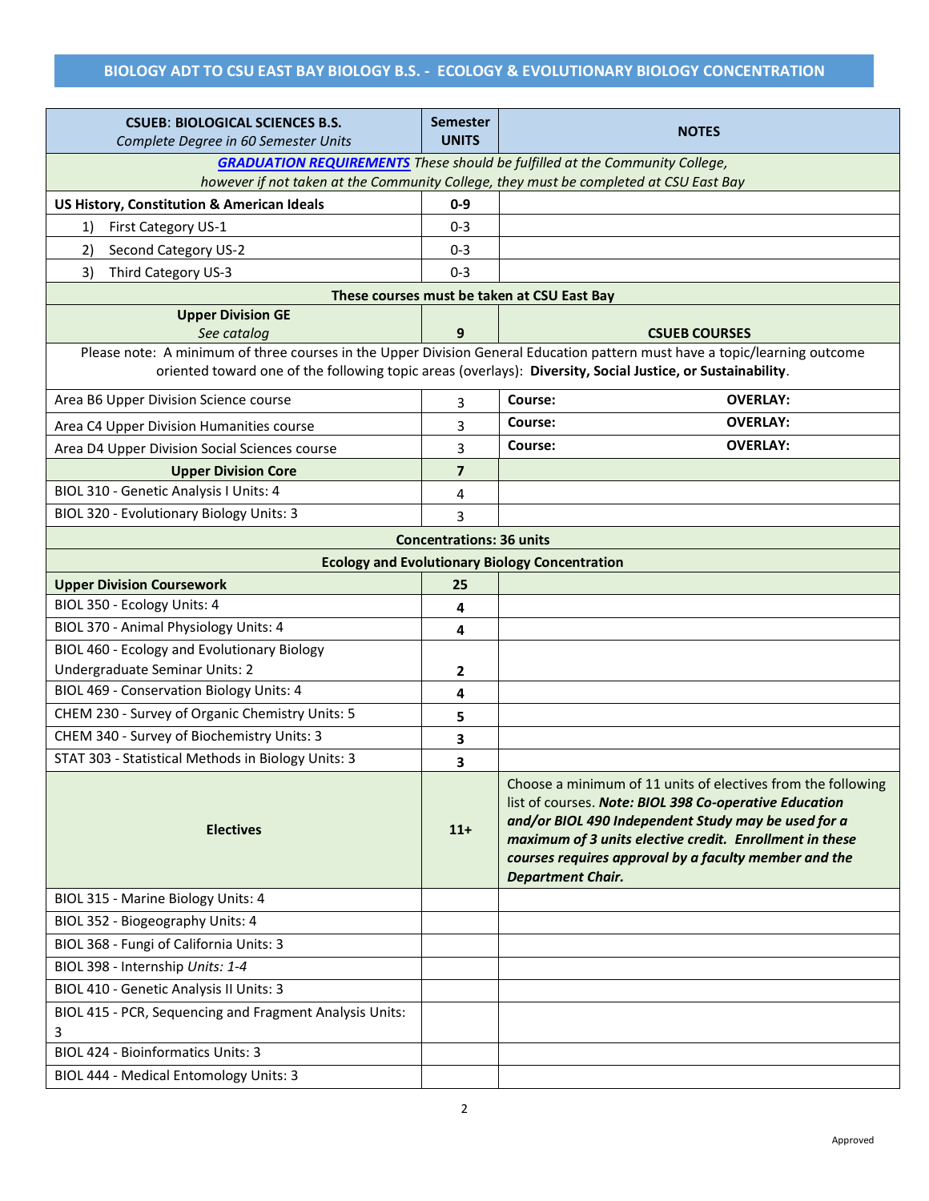## BIOLOGY ADT TO CSU EAST BAY BIOLOGY B.S. - ECOLOGY & EVOLUTIONARY BIOLOGY CONCENTRATION

| **CSUEB: BIOLOGICAL SCIENCES B.S.** *Complete Degree in 60 Semester Units* | **Semester UNITS** | **NOTES** |
|---|---|---|
| ***GRADUATION REQUIREMENTS*** *These should be fulfilled at the Community College, however if not taken at the Community College, they must be completed at CSU East Bay* | | |
| **US History, Constitution & American Ideals** | **0-9** | |
| 1) First Category US-1 | 0-3 | |
| 2) Second Category US-2 | 0-3 | |
| 3) Third Category US-3 | 0-3 | |
| **These courses must be taken at CSU East Bay** | | |
| **Upper Division GE** *See catalog* | **9** | **CSUEB COURSES** |
| Please note: A minimum of three courses in the Upper Division General Education pattern must have a topic/learning outcome oriented toward one of the following topic areas (overlays): **Diversity, Social Justice, or Sustainability**. | | |
| Area B6 Upper Division Science course | 3 | **Course:** **OVERLAY:** |
| Area C4 Upper Division Humanities course | 3 | **Course:** **OVERLAY:** |
| Area D4 Upper Division Social Sciences course | 3 | **Course:** **OVERLAY:** |
| **Upper Division Core** | **7** | |
| BIOL 310 - Genetic Analysis I Units: 4 | 4 | |
| BIOL 320 - Evolutionary Biology Units: 3 | 3 | |
| **Concentrations: 36 units** | | |
| **Ecology and Evolutionary Biology Concentration** | | |
| **Upper Division Coursework** | **25** | |
| BIOL 350 - Ecology Units: 4 | **4** | |
| BIOL 370 - Animal Physiology Units: 4 | **4** | |
| BIOL 460 - Ecology and Evolutionary Biology Undergraduate Seminar Units: 2 | **2** | |
| BIOL 469 - Conservation Biology Units: 4 | **4** | |
| CHEM 230 - Survey of Organic Chemistry Units: 5 | **5** | |
| CHEM 340 - Survey of Biochemistry Units: 3 | **3** | |
| STAT 303 - Statistical Methods in Biology Units: 3 | **3** | |
| **Electives** | **11+** | Choose a minimum of 11 units of electives from the following list of courses. ***Note: BIOL 398 Co-operative Education and/or BIOL 490 Independent Study may be used for a maximum of 3 units elective credit. Enrollment in these courses requires approval by a faculty member and the Department Chair.*** |
| BIOL 315 - Marine Biology Units: 4 | | |
| BIOL 352 - Biogeography Units: 4 | | |
| BIOL 368 - Fungi of California Units: 3 | | |
| BIOL 398 - Internship *Units: 1-4* | | |
| BIOL 410 - Genetic Analysis II Units: 3 | | |
| BIOL 415 - PCR, Sequencing and Fragment Analysis Units: 3 | | |
| BIOL 424 - Bioinformatics Units: 3 | | |
| BIOL 444 - Medical Entomology Units: 3 | | |

Approved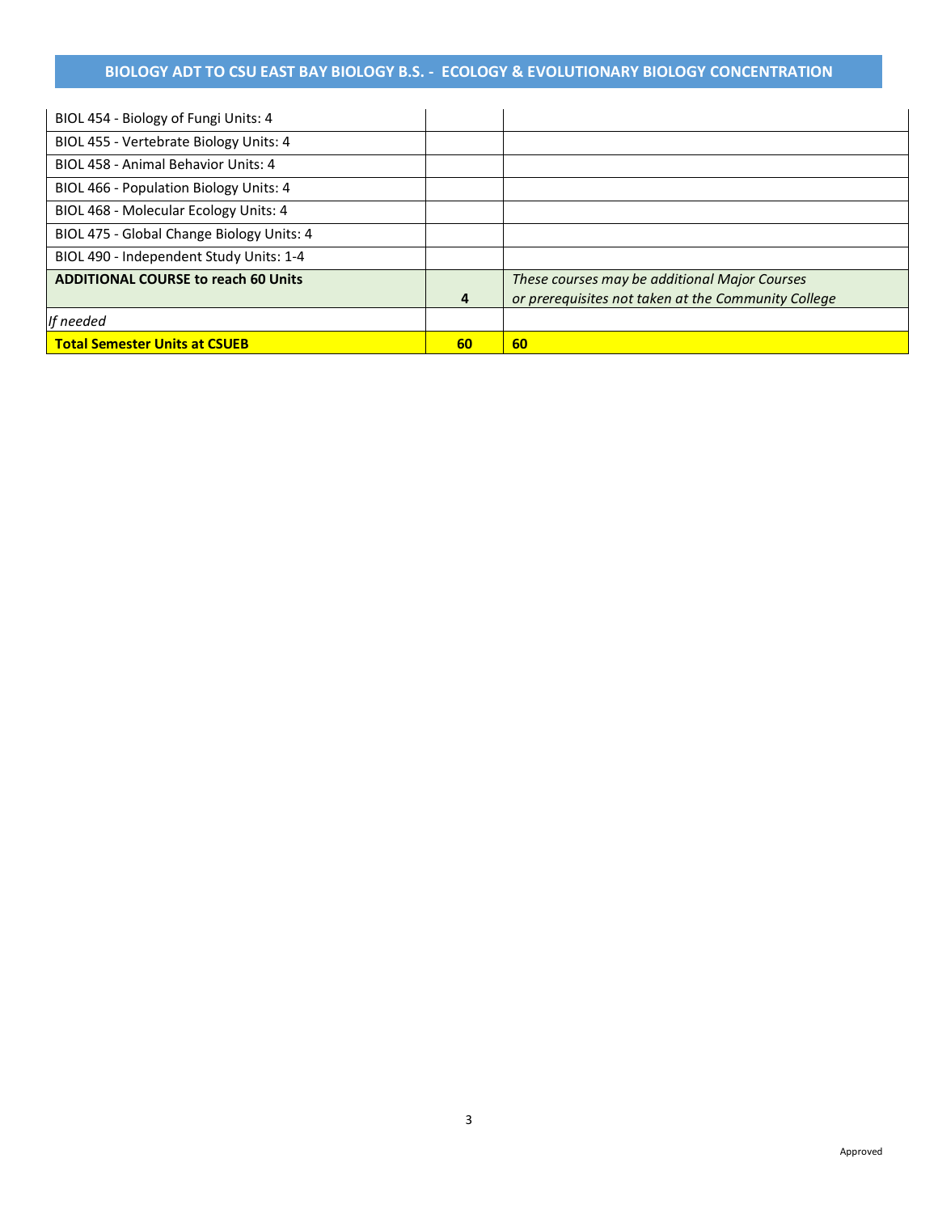## BIOLOGY ADT TO CSU EAST BAY BIOLOGY B.S. - ECOLOGY & EVOLUTIONARY BIOLOGY CONCENTRATION

| | | |
|---|---|---|
| BIOL 454 - Biology of Fungi Units: 4 | | |
| BIOL 455 - Vertebrate Biology Units: 4 | | |
| BIOL 458 - Animal Behavior Units: 4 | | |
| BIOL 466 - Population Biology Units: 4 | | |
| BIOL 468 - Molecular Ecology Units: 4 | | |
| BIOL 475 - Global Change Biology Units: 4 | | |
| BIOL 490 - Independent Study Units: 1-4 | | |
| **ADDITIONAL COURSE to reach 60 Units** | **4** | *These courses may be additional Major Courses or prerequisites not taken at the Community College* |
| *If needed* | | |
| **Total Semester Units at CSUEB** | **60** | **60** |

Approved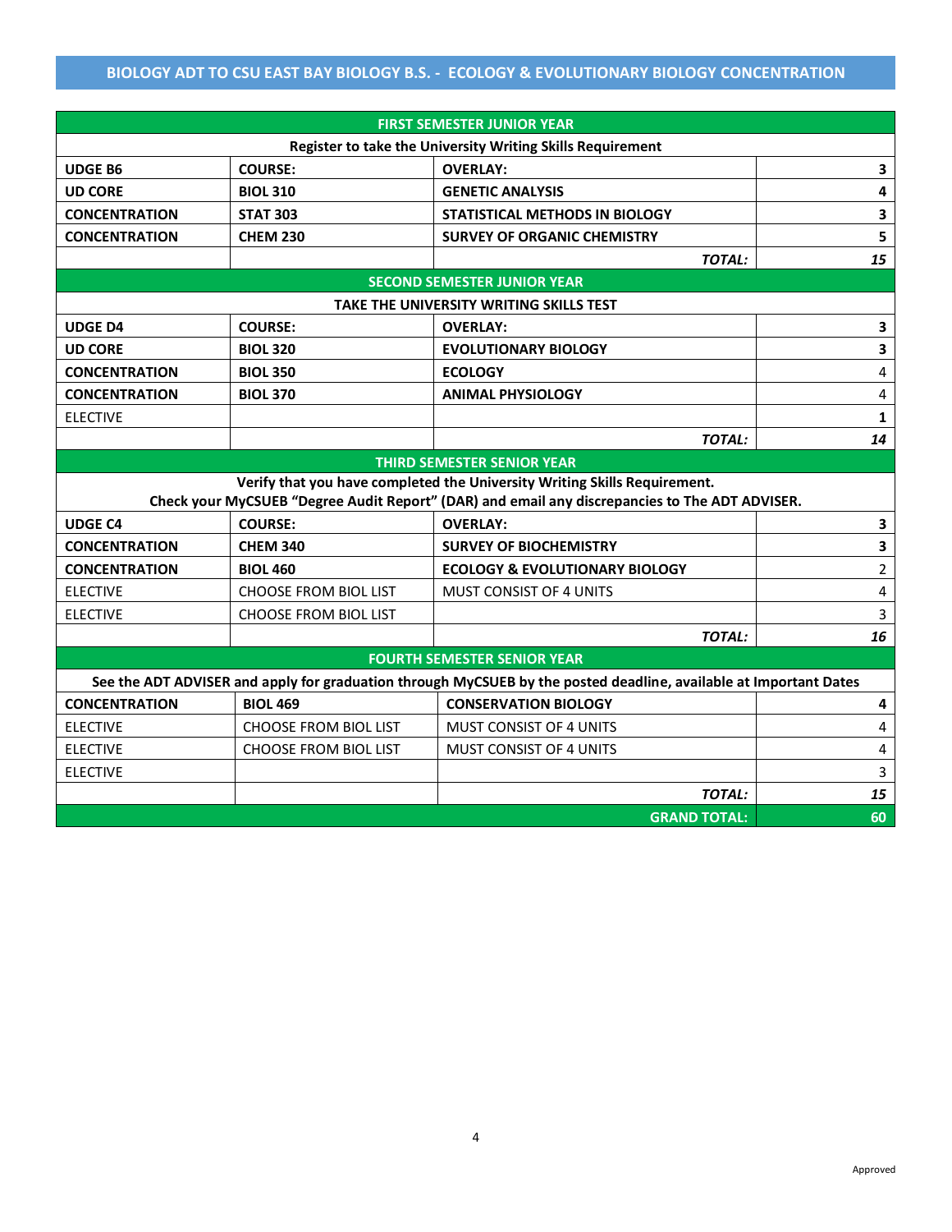## BIOLOGY ADT TO CSU EAST BAY BIOLOGY B.S. - ECOLOGY & EVOLUTIONARY BIOLOGY CONCENTRATION

| | | | |
|---|---|---|---|
| **FIRST SEMESTER JUNIOR YEAR** | | | |
| **Register to take the University Writing Skills Requirement** | | | |
| **UDGE B6** | **COURSE:** | **OVERLAY:** | **3** |
| **UD CORE** | **BIOL 310** | **GENETIC ANALYSIS** | **4** |
| **CONCENTRATION** | **STAT 303** | **STATISTICAL METHODS IN BIOLOGY** | **3** |
| **CONCENTRATION** | **CHEM 230** | **SURVEY OF ORGANIC CHEMISTRY** | **5** |
| | | ***TOTAL:*** | ***15*** |
| **SECOND SEMESTER JUNIOR YEAR** | | | |
| **TAKE THE UNIVERSITY WRITING SKILLS TEST** | | | |
| **UDGE D4** | **COURSE:** | **OVERLAY:** | **3** |
| **UD CORE** | **BIOL 320** | **EVOLUTIONARY BIOLOGY** | **3** |
| **CONCENTRATION** | **BIOL 350** | **ECOLOGY** | 4 |
| **CONCENTRATION** | **BIOL 370** | **ANIMAL PHYSIOLOGY** | 4 |
| ELECTIVE | | | **1** |
| | | ***TOTAL:*** | ***14*** |
| **THIRD SEMESTER SENIOR YEAR** | | | |
| **Verify that you have completed the University Writing Skills Requirement. Check your MyCSUEB "Degree Audit Report" (DAR) and email any discrepancies to The ADT ADVISER.** | | | |
| **UDGE C4** | **COURSE:** | **OVERLAY:** | **3** |
| **CONCENTRATION** | **CHEM 340** | **SURVEY OF BIOCHEMISTRY** | **3** |
| **CONCENTRATION** | **BIOL 460** | **ECOLOGY & EVOLUTIONARY BIOLOGY** | 2 |
| ELECTIVE | CHOOSE FROM BIOL LIST | MUST CONSIST OF 4 UNITS | 4 |
| ELECTIVE | CHOOSE FROM BIOL LIST | | 3 |
| | | ***TOTAL:*** | ***16*** |
| **FOURTH SEMESTER SENIOR YEAR** | | | |
| **See the ADT ADVISER and apply for graduation through MyCSUEB by the posted deadline, available at Important Dates** | | | |
| **CONCENTRATION** | **BIOL 469** | **CONSERVATION BIOLOGY** | **4** |
| ELECTIVE | CHOOSE FROM BIOL LIST | MUST CONSIST OF 4 UNITS | 4 |
| ELECTIVE | CHOOSE FROM BIOL LIST | MUST CONSIST OF 4 UNITS | 4 |
| ELECTIVE | | | 3 |
| | | ***TOTAL:*** | ***15*** |
| | | **GRAND TOTAL:** | **60** |

Approved